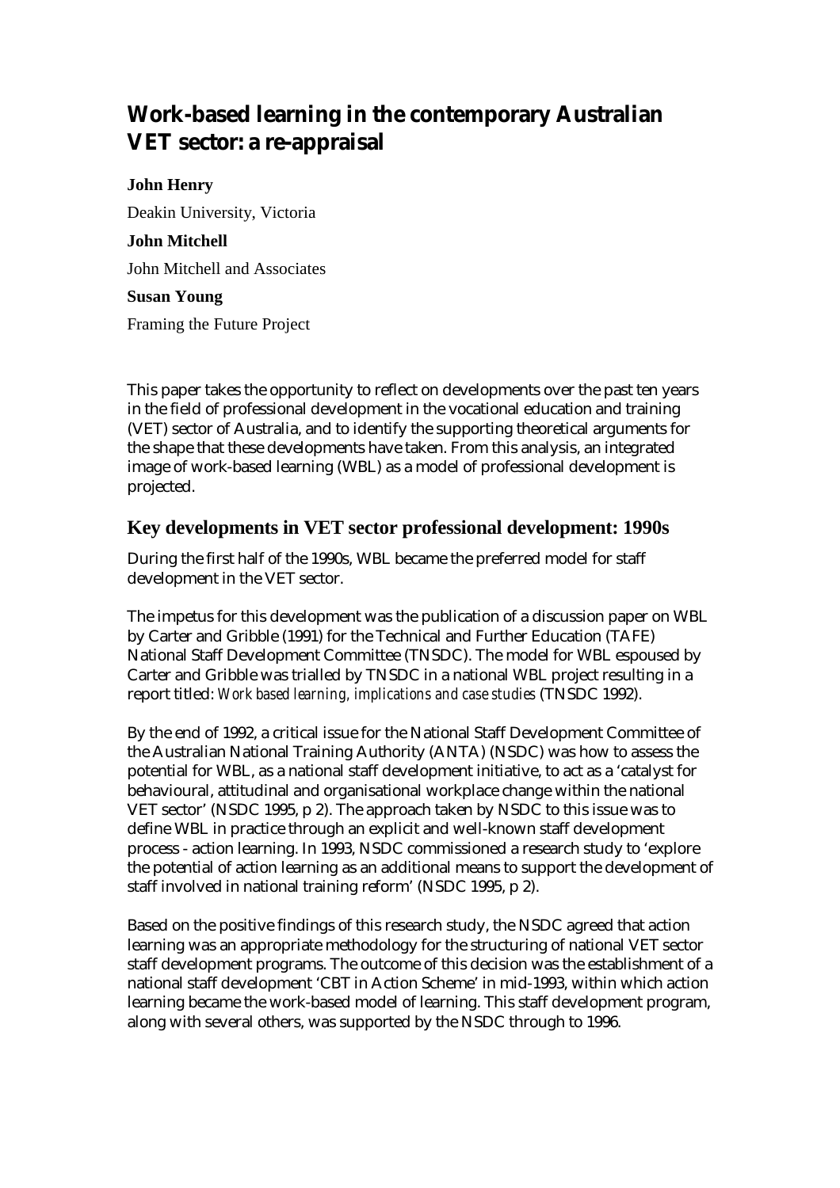# Work-based learning in the contemporary Australian VET sector: a re-appraisal

**John Henry**

Deakin University, Victoria

**John Mitchell**

John Mitchell and Associates

**Susan Young**

Framing the Future Project

This paper takes the opportunity to reflect on developments over the past ten years in the field of professional development in the vocational education and training (VET) sector of Australia, and to identify the supporting theoretical arguments for the shape that these developments have taken. From this analysis, an integrated image of work-based learning (WBL) as a model of professional development is projected.

## Key developments in VET sector professional development: 1990s

During the first half of the 1990s, WBL became the preferred model for staff development in the VET sector.

The impetus for this development was the publication of a discussion paper on WBL by Carter and Gribble (1991) for the Technical and Further Education (TAFE) National Staff Development Committee (TNSDC). The model for WBL espoused by Carter and Gribble was trialled by TNSDC in a national WBL project resulting in a report titled: *Work based learning, implications and case studies* (TNSDC 1992).

By the end of 1992, a critical issue for the National Staff Development Committee of the Australian National Training Authority (ANTA) (NSDC) was how to assess the potential for WBL, as a national staff development initiative, to act as a 'catalyst for behavioural, attitudinal and organisational workplace change within the national VET sector' (NSDC 1995, p 2). The approach taken by NSDC to this issue was to define WBL in practice through an explicit and well-known staff development process - action learning. In 1993, NSDC commissioned a research study to 'explore the potential of action learning as an additional means to support the development of staff involved in national training reform' (NSDC 1995, p 2).

Based on the positive findings of this research study, the NSDC agreed that action learning was an appropriate methodology for the structuring of national VET sector staff development programs. The outcome of this decision was the establishment of a national staff development 'CBT in Action Scheme' in mid-1993, within which action learning became the work-based model of learning. This staff development program, along with several others, was supported by the NSDC through to 1996.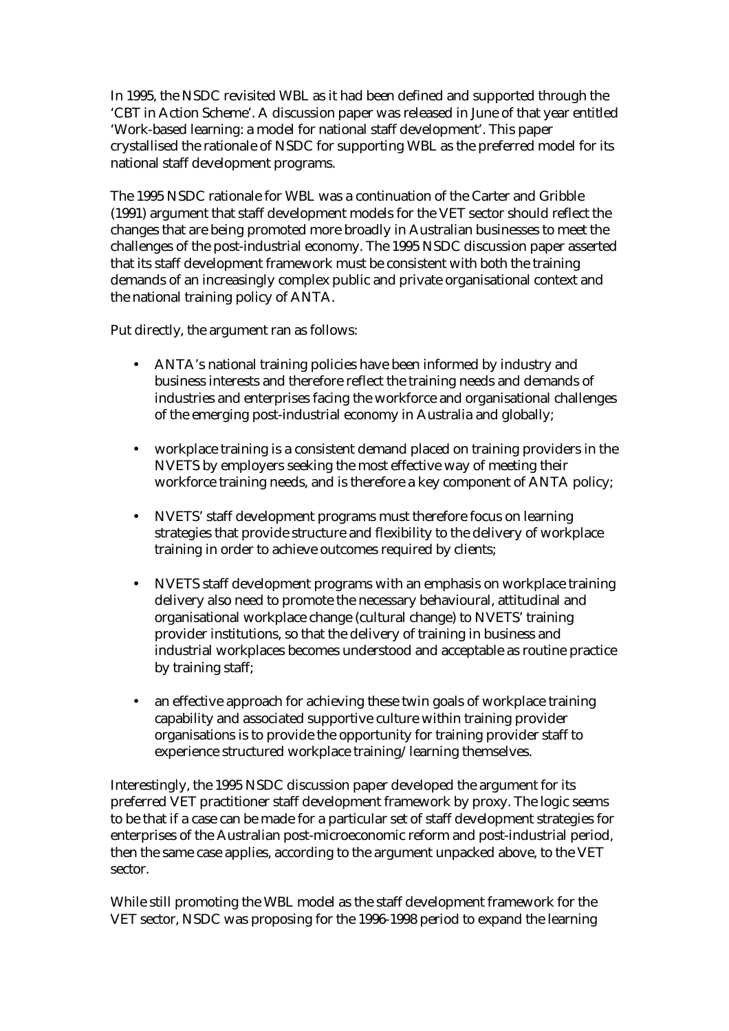In 1995, the NSDC revisited WBL as it had been defined and supported through the 'CBT in Action Scheme'. A discussion paper was released in June of that year entitled 'Work-based learning: a model for national staff development'. This paper crystallised the rationale of NSDC for supporting WBL as the preferred model for its national staff development programs.

The 1995 NSDC rationale for WBL was a continuation of the Carter and Gribble (1991) argument that staff development models for the VET sector should reflect the changes that are being promoted more broadly in Australian businesses to meet the challenges of the post-industrial economy. The 1995 NSDC discussion paper asserted that its staff development framework must be consistent with both the training demands of an increasingly complex public and private organisational context and the national training policy of ANTA.

Put directly, the argument ran as follows:

- ANTA's national training policies have been informed by industry and business interests and therefore reflect the training needs and demands of industries and enterprises facing the workforce and organisational challenges of the emerging post-industrial economy in Australia and globally;

- workplace training is a consistent demand placed on training providers in the NVETS by employers seeking the most effective way of meeting their workforce training needs, and is therefore a key component of ANTA policy;

- NVETS' staff development programs must therefore focus on learning strategies that provide structure and flexibility to the delivery of workplace training in order to achieve outcomes required by clients;

- NVETS staff development programs with an emphasis on workplace training delivery also need to promote the necessary behavioural, attitudinal and organisational workplace change (cultural change) to NVETS' training provider institutions, so that the delivery of training in business and industrial workplaces becomes understood and acceptable as routine practice by training staff;

- an effective approach for achieving these twin goals of workplace training capability and associated supportive culture within training provider organisations is to provide the opportunity for training provider staff to experience structured workplace training/learning themselves.

Interestingly, the 1995 NSDC discussion paper developed the argument for its preferred VET practitioner staff development framework by proxy. The logic seems to be that if a case can be made for a particular set of staff development strategies for enterprises of the Australian post-microeconomic reform and post-industrial period, then the same case applies, according to the argument unpacked above, to the VET sector.

While still promoting the WBL model as the staff development framework for the VET sector, NSDC was proposing for the 1996-1998 period to expand the learning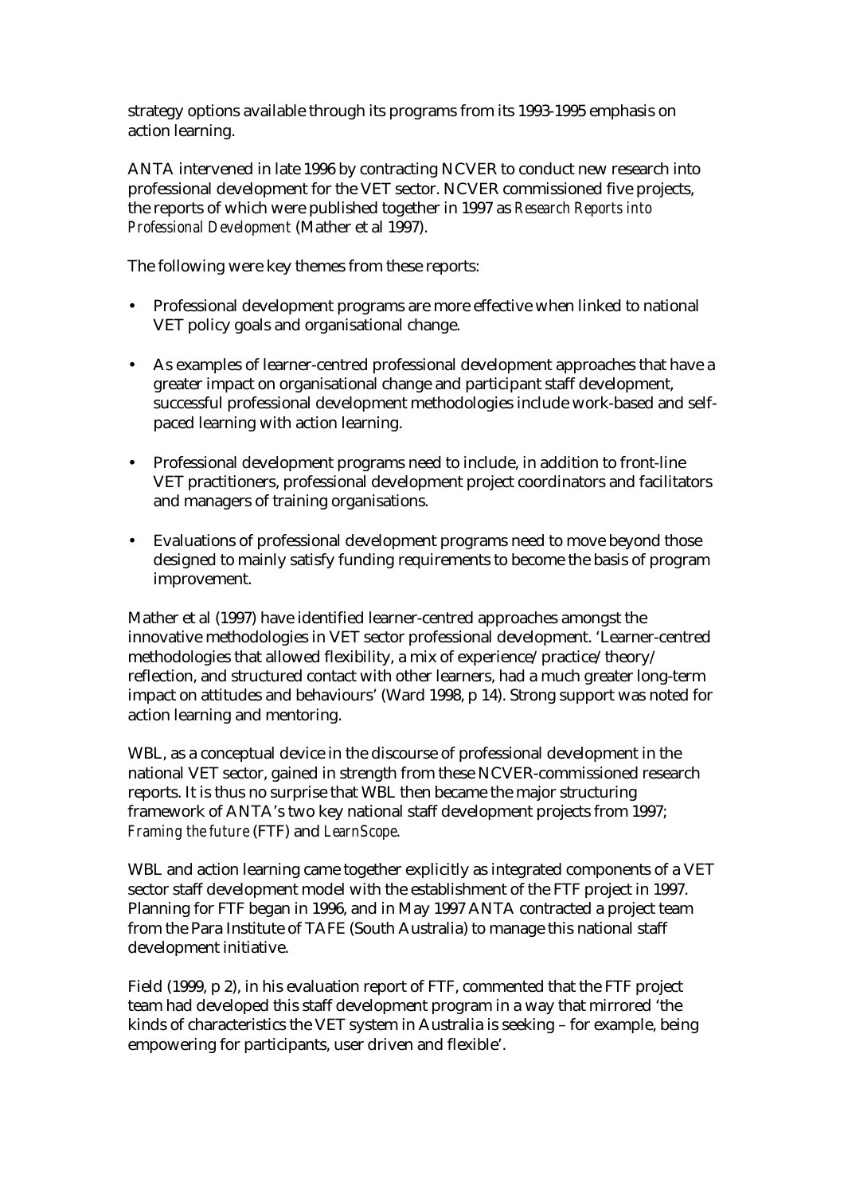strategy options available through its programs from its 1993-1995 emphasis on action learning.

ANTA intervened in late 1996 by contracting NCVER to conduct new research into professional development for the VET sector. NCVER commissioned five projects, the reports of which were published together in 1997 as *Research Reports into Professional Development* (Mather et al 1997).

The following were key themes from these reports:

- Professional development programs are more effective when linked to national VET policy goals and organisational change.
- As examples of learner-centred professional development approaches that have a greater impact on organisational change and participant staff development, successful professional development methodologies include work-based and self-paced learning with action learning.
- Professional development programs need to include, in addition to front-line VET practitioners, professional development project coordinators and facilitators and managers of training organisations.
- Evaluations of professional development programs need to move beyond those designed to mainly satisfy funding requirements to become the basis of program improvement.

Mather et al (1997) have identified learner-centred approaches amongst the innovative methodologies in VET sector professional development. 'Learner-centred methodologies that allowed flexibility, a mix of experience/practice/theory/reflection, and structured contact with other learners, had a much greater long-term impact on attitudes and behaviours' (Ward 1998, p 14). Strong support was noted for action learning and mentoring.

WBL, as a conceptual device in the discourse of professional development in the national VET sector, gained in strength from these NCVER-commissioned research reports. It is thus no surprise that WBL then became the major structuring framework of ANTA's two key national staff development projects from 1997; *Framing the future* (FTF) and *LearnScope*.

WBL and action learning came together explicitly as integrated components of a VET sector staff development model with the establishment of the FTF project in 1997. Planning for FTF began in 1996, and in May 1997 ANTA contracted a project team from the Para Institute of TAFE (South Australia) to manage this national staff development initiative.

Field (1999, p 2), in his evaluation report of FTF, commented that the FTF project team had developed this staff development program in a way that mirrored 'the kinds of characteristics the VET system in Australia is seeking – for example, being empowering for participants, user driven and flexible'.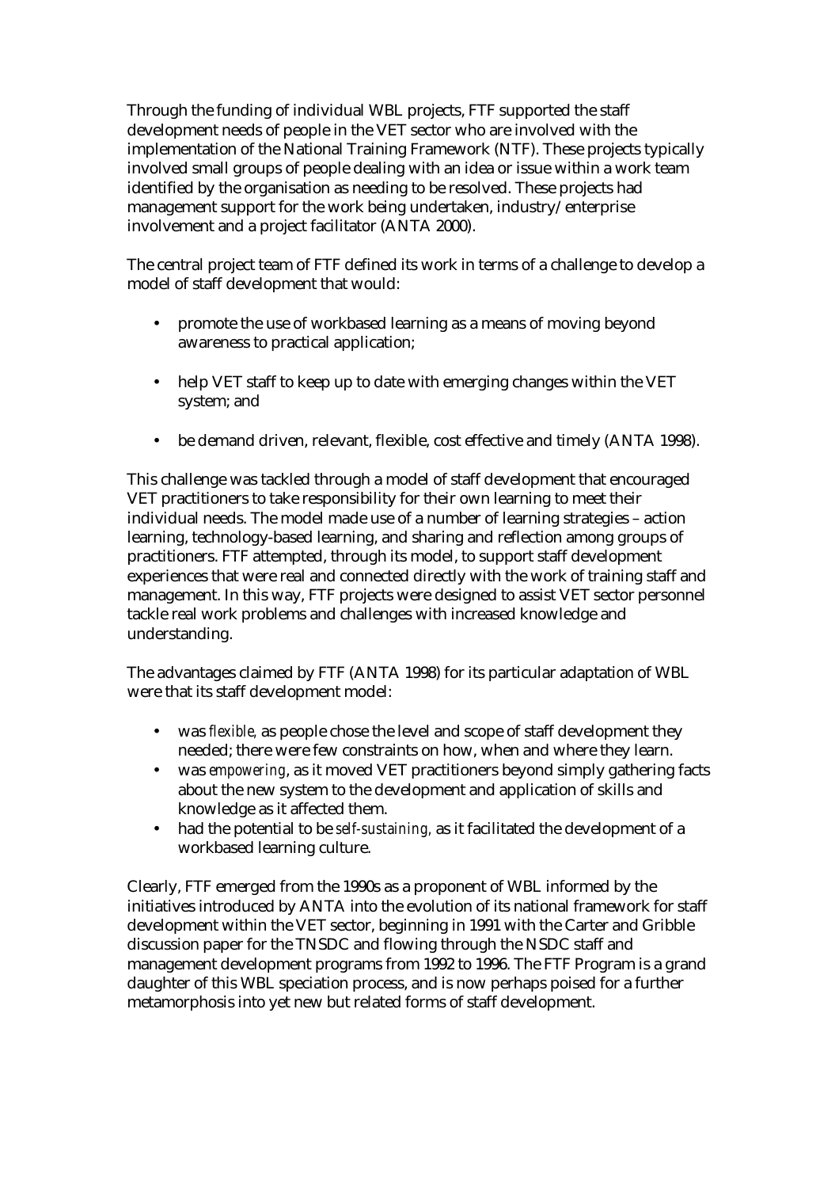Through the funding of individual WBL projects, FTF supported the staff development needs of people in the VET sector who are involved with the implementation of the National Training Framework (NTF). These projects typically involved small groups of people dealing with an idea or issue within a work team identified by the organisation as needing to be resolved. These projects had management support for the work being undertaken, industry/enterprise involvement and a project facilitator (ANTA 2000).

The central project team of FTF defined its work in terms of a challenge to develop a model of staff development that would:

- promote the use of workbased learning as a means of moving beyond awareness to practical application;
- help VET staff to keep up to date with emerging changes within the VET system; and
- be demand driven, relevant, flexible, cost effective and timely (ANTA 1998).

This challenge was tackled through a model of staff development that encouraged VET practitioners to take responsibility for their own learning to meet their individual needs. The model made use of a number of learning strategies – action learning, technology-based learning, and sharing and reflection among groups of practitioners. FTF attempted, through its model, to support staff development experiences that were real and connected directly with the work of training staff and management. In this way, FTF projects were designed to assist VET sector personnel tackle real work problems and challenges with increased knowledge and understanding.

The advantages claimed by FTF (ANTA 1998) for its particular adaptation of WBL were that its staff development model:

- was *flexible*, as people chose the level and scope of staff development they needed; there were few constraints on how, when and where they learn.
- was *empowering*, as it moved VET practitioners beyond simply gathering facts about the new system to the development and application of skills and knowledge as it affected them.
- had the potential to be *self-sustaining*, as it facilitated the development of a workbased learning culture.

Clearly, FTF emerged from the 1990s as a proponent of WBL informed by the initiatives introduced by ANTA into the evolution of its national framework for staff development within the VET sector, beginning in 1991 with the Carter and Gribble discussion paper for the TNSDC and flowing through the NSDC staff and management development programs from 1992 to 1996. The FTF Program is a grand daughter of this WBL speciation process, and is now perhaps poised for a further metamorphosis into yet new but related forms of staff development.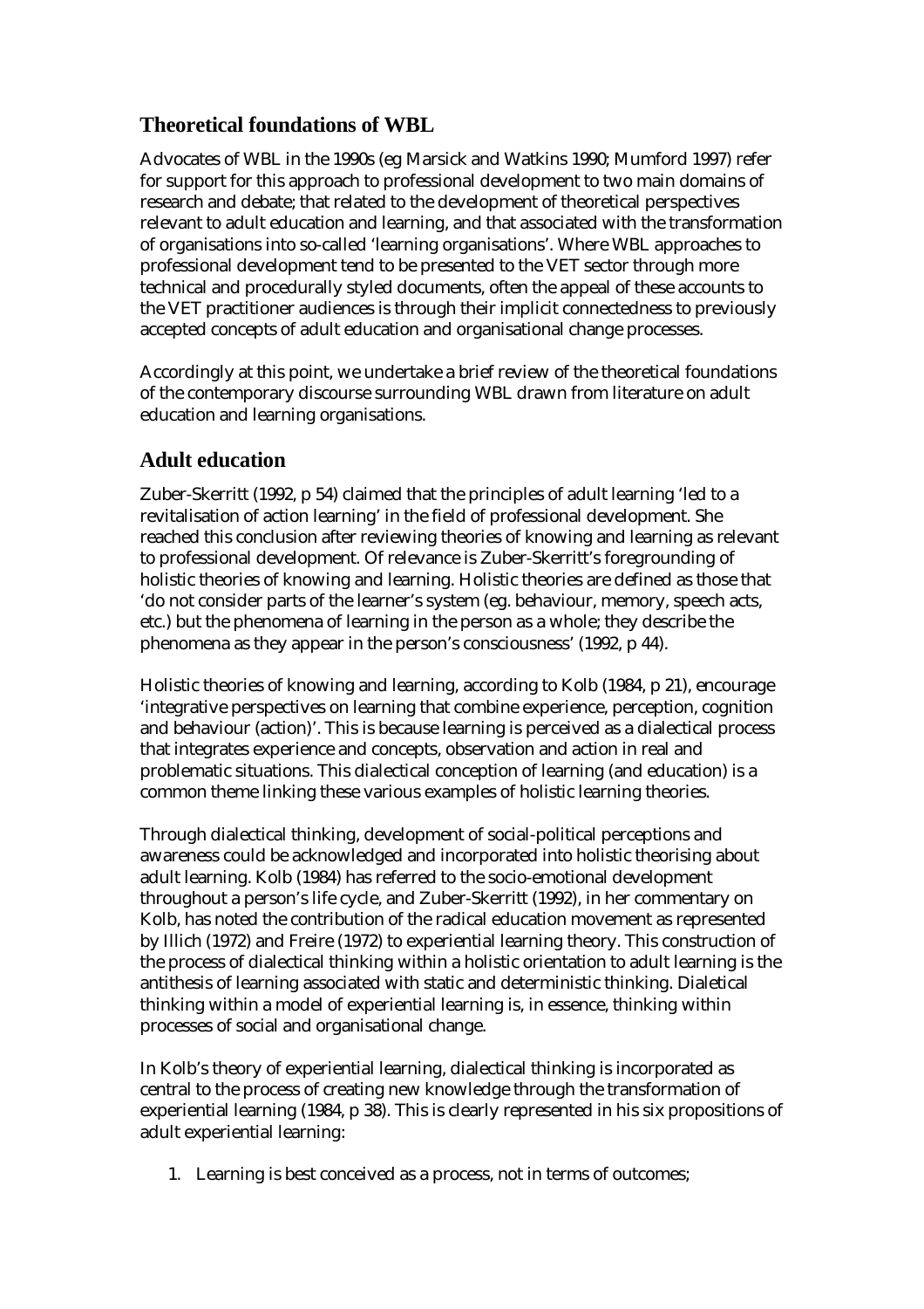## Theoretical foundations of WBL

Advocates of WBL in the 1990s (eg Marsick and Watkins 1990; Mumford 1997) refer for support for this approach to professional development to two main domains of research and debate; that related to the development of theoretical perspectives relevant to adult education and learning, and that associated with the transformation of organisations into so-called 'learning organisations'. Where WBL approaches to professional development tend to be presented to the VET sector through more technical and procedurally styled documents, often the appeal of these accounts to the VET practitioner audiences is through their implicit connectedness to previously accepted concepts of adult education and organisational change processes.

Accordingly at this point, we undertake a brief review of the theoretical foundations of the contemporary discourse surrounding WBL drawn from literature on adult education and learning organisations.

## Adult education

Zuber-Skerritt (1992, p 54) claimed that the principles of adult learning 'led to a revitalisation of action learning' in the field of professional development. She reached this conclusion after reviewing theories of knowing and learning as relevant to professional development. Of relevance is Zuber-Skerritt's foregrounding of holistic theories of knowing and learning. Holistic theories are defined as those that 'do not consider parts of the learner's system (eg. behaviour, memory, speech acts, etc.) but the phenomena of learning in the person as a whole; they describe the phenomena as they appear in the person's consciousness' (1992, p 44).

Holistic theories of knowing and learning, according to Kolb (1984, p 21), encourage 'integrative perspectives on learning that combine experience, perception, cognition and behaviour (action)'. This is because learning is perceived as a dialectical process that integrates experience and concepts, observation and action in real and problematic situations. This dialectical conception of learning (and education) is a common theme linking these various examples of holistic learning theories.

Through dialectical thinking, development of social-political perceptions and awareness could be acknowledged and incorporated into holistic theorising about adult learning. Kolb (1984) has referred to the socio-emotional development throughout a person's life cycle, and Zuber-Skerritt (1992), in her commentary on Kolb, has noted the contribution of the radical education movement as represented by Illich (1972) and Freire (1972) to experiential learning theory. This construction of the process of dialectical thinking within a holistic orientation to adult learning is the antithesis of learning associated with static and deterministic thinking. Dialetical thinking within a model of experiential learning is, in essence, thinking within processes of social and organisational change.

In Kolb's theory of experiential learning, dialectical thinking is incorporated as central to the process of creating new knowledge through the transformation of experiential learning (1984, p 38). This is clearly represented in his six propositions of adult experiential learning:

1. Learning is best conceived as a process, not in terms of outcomes;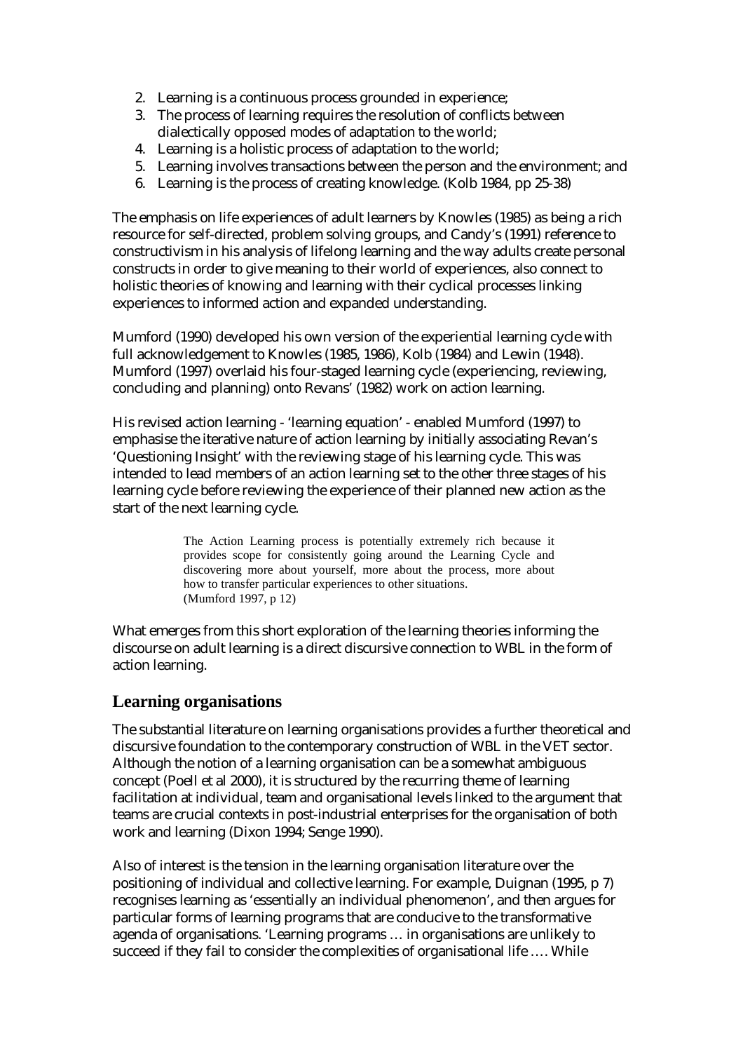2. Learning is a continuous process grounded in experience;
3. The process of learning requires the resolution of conflicts between dialectically opposed modes of adaptation to the world;
4. Learning is a holistic process of adaptation to the world;
5. Learning involves transactions between the person and the environment; and
6. Learning is the process of creating knowledge. (Kolb 1984, pp 25-38)

The emphasis on life experiences of adult learners by Knowles (1985) as being a rich resource for self-directed, problem solving groups, and Candy's (1991) reference to constructivism in his analysis of lifelong learning and the way adults create personal constructs in order to give meaning to their world of experiences, also connect to holistic theories of knowing and learning with their cyclical processes linking experiences to informed action and expanded understanding.

Mumford (1990) developed his own version of the experiential learning cycle with full acknowledgement to Knowles (1985, 1986), Kolb (1984) and Lewin (1948). Mumford (1997) overlaid his four-staged learning cycle (experiencing, reviewing, concluding and planning) onto Revans' (1982) work on action learning.

His revised action learning - 'learning equation' - enabled Mumford (1997) to emphasise the iterative nature of action learning by initially associating Revan's 'Questioning Insight' with the reviewing stage of his learning cycle. This was intended to lead members of an action learning set to the other three stages of his learning cycle before reviewing the experience of their planned new action as the start of the next learning cycle.

> The Action Learning process is potentially extremely rich because it provides scope for consistently going around the Learning Cycle and discovering more about yourself, more about the process, more about how to transfer particular experiences to other situations.
> (Mumford 1997, p 12)

What emerges from this short exploration of the learning theories informing the discourse on adult learning is a direct discursive connection to WBL in the form of action learning.

## Learning organisations

The substantial literature on learning organisations provides a further theoretical and discursive foundation to the contemporary construction of WBL in the VET sector. Although the notion of a learning organisation can be a somewhat ambiguous concept (Poell et al 2000), it is structured by the recurring theme of learning facilitation at individual, team and organisational levels linked to the argument that teams are crucial contexts in post-industrial enterprises for the organisation of both work and learning (Dixon 1994; Senge 1990).

Also of interest is the tension in the learning organisation literature over the positioning of individual and collective learning. For example, Duignan (1995, p 7) recognises learning as 'essentially an individual phenomenon', and then argues for particular forms of learning programs that are conducive to the transformative agenda of organisations. 'Learning programs … in organisations are unlikely to succeed if they fail to consider the complexities of organisational life …. While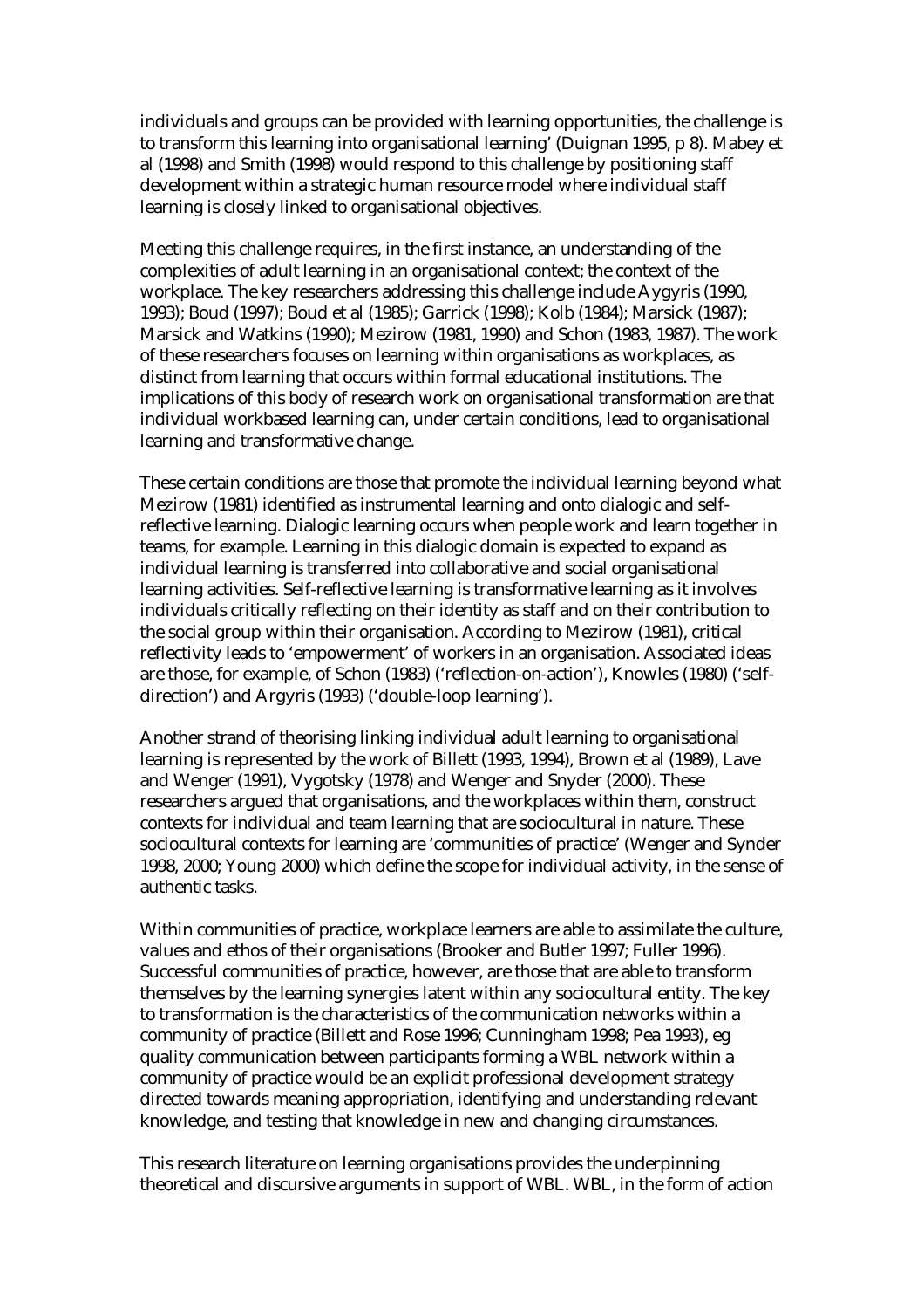individuals and groups can be provided with learning opportunities, the challenge is to transform this learning into organisational learning' (Duignan 1995, p 8). Mabey et al (1998) and Smith (1998) would respond to this challenge by positioning staff development within a strategic human resource model where individual staff learning is closely linked to organisational objectives.

Meeting this challenge requires, in the first instance, an understanding of the complexities of adult learning in an organisational context; the context of the workplace. The key researchers addressing this challenge include Aygyris (1990, 1993); Boud (1997); Boud et al (1985); Garrick (1998); Kolb (1984); Marsick (1987); Marsick and Watkins (1990); Mezirow (1981, 1990) and Schon (1983, 1987). The work of these researchers focuses on learning within organisations as workplaces, as distinct from learning that occurs within formal educational institutions. The implications of this body of research work on organisational transformation are that individual workbased learning can, under certain conditions, lead to organisational learning and transformative change.

These certain conditions are those that promote the individual learning beyond what Mezirow (1981) identified as instrumental learning and onto dialogic and self-reflective learning. Dialogic learning occurs when people work and learn together in teams, for example. Learning in this dialogic domain is expected to expand as individual learning is transferred into collaborative and social organisational learning activities. Self-reflective learning is transformative learning as it involves individuals critically reflecting on their identity as staff and on their contribution to the social group within their organisation. According to Mezirow (1981), critical reflectivity leads to 'empowerment' of workers in an organisation. Associated ideas are those, for example, of Schon (1983) ('reflection-on-action'), Knowles (1980) ('self-direction') and Argyris (1993) ('double-loop learning').

Another strand of theorising linking individual adult learning to organisational learning is represented by the work of Billett (1993, 1994), Brown et al (1989), Lave and Wenger (1991), Vygotsky (1978) and Wenger and Snyder (2000). These researchers argued that organisations, and the workplaces within them, construct contexts for individual and team learning that are sociocultural in nature. These sociocultural contexts for learning are 'communities of practice' (Wenger and Synder 1998, 2000; Young 2000) which define the scope for individual activity, in the sense of authentic tasks.

Within communities of practice, workplace learners are able to assimilate the culture, values and ethos of their organisations (Brooker and Butler 1997; Fuller 1996). Successful communities of practice, however, are those that are able to transform themselves by the learning synergies latent within any sociocultural entity. The key to transformation is the characteristics of the communication networks within a community of practice (Billett and Rose 1996; Cunningham 1998; Pea 1993), eg quality communication between participants forming a WBL network within a community of practice would be an explicit professional development strategy directed towards meaning appropriation, identifying and understanding relevant knowledge, and testing that knowledge in new and changing circumstances.

This research literature on learning organisations provides the underpinning theoretical and discursive arguments in support of WBL. WBL, in the form of action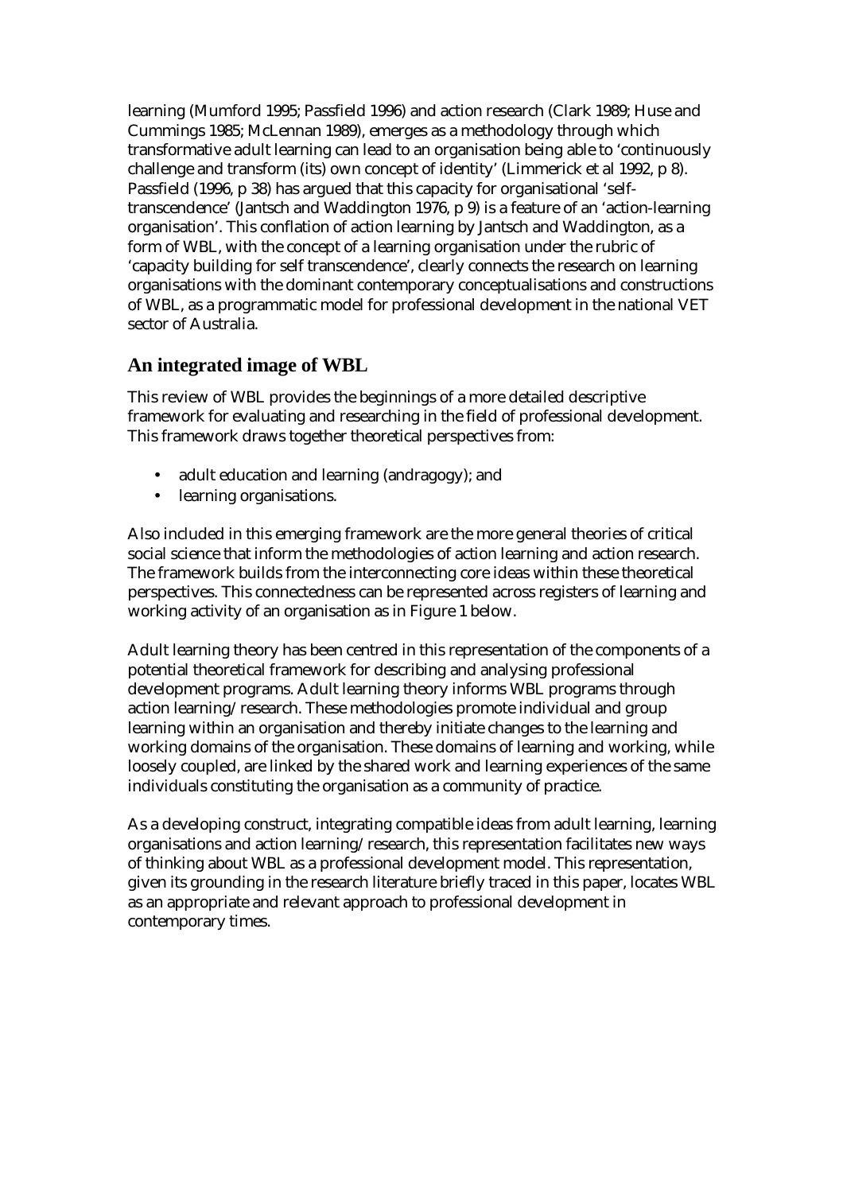learning (Mumford 1995; Passfield 1996) and action research (Clark 1989; Huse and Cummings 1985; McLennan 1989), emerges as a methodology through which transformative adult learning can lead to an organisation being able to 'continuously challenge and transform (its) own concept of identity' (Limmerick et al 1992, p 8). Passfield (1996, p 38) has argued that this capacity for organisational 'self-transcendence' (Jantsch and Waddington 1976, p 9) is a feature of an 'action-learning organisation'. This conflation of action learning by Jantsch and Waddington, as a form of WBL, with the concept of a learning organisation under the rubric of 'capacity building for self transcendence', clearly connects the research on learning organisations with the dominant contemporary conceptualisations and constructions of WBL, as a programmatic model for professional development in the national VET sector of Australia.

## An integrated image of WBL

This review of WBL provides the beginnings of a more detailed descriptive framework for evaluating and researching in the field of professional development. This framework draws together theoretical perspectives from:

- adult education and learning (andragogy); and
- learning organisations.

Also included in this emerging framework are the more general theories of critical social science that inform the methodologies of action learning and action research. The framework builds from the interconnecting core ideas within these theoretical perspectives. This connectedness can be represented across registers of learning and working activity of an organisation as in Figure 1 below.

Adult learning theory has been centred in this representation of the components of a potential theoretical framework for describing and analysing professional development programs. Adult learning theory informs WBL programs through action learning/research. These methodologies promote individual and group learning within an organisation and thereby initiate changes to the learning and working domains of the organisation. These domains of learning and working, while loosely coupled, are linked by the shared work and learning experiences of the same individuals constituting the organisation as a community of practice.

As a developing construct, integrating compatible ideas from adult learning, learning organisations and action learning/research, this representation facilitates new ways of thinking about WBL as a professional development model. This representation, given its grounding in the research literature briefly traced in this paper, locates WBL as an appropriate and relevant approach to professional development in contemporary times.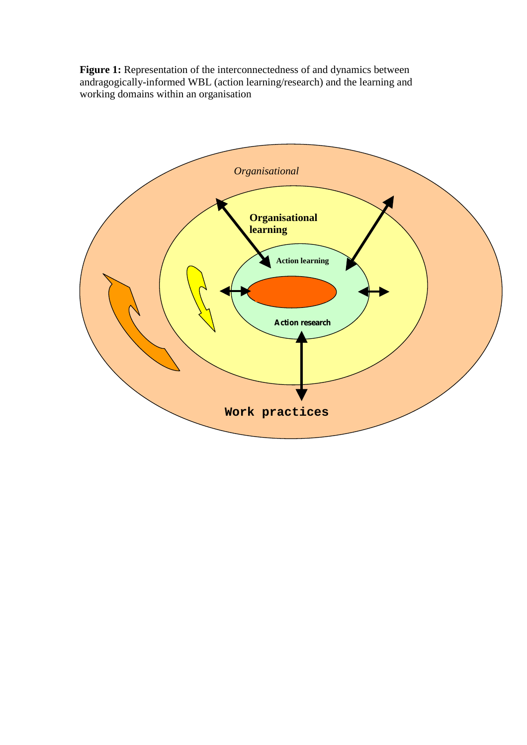**Figure 1:** Representation of the interconnectedness of and dynamics between andragogically-informed WBL (action learning/research) and the learning and working domains within an organisation

*Organisational*

**Organisational learning**

**Action learning**

**Action research**

**Work practices**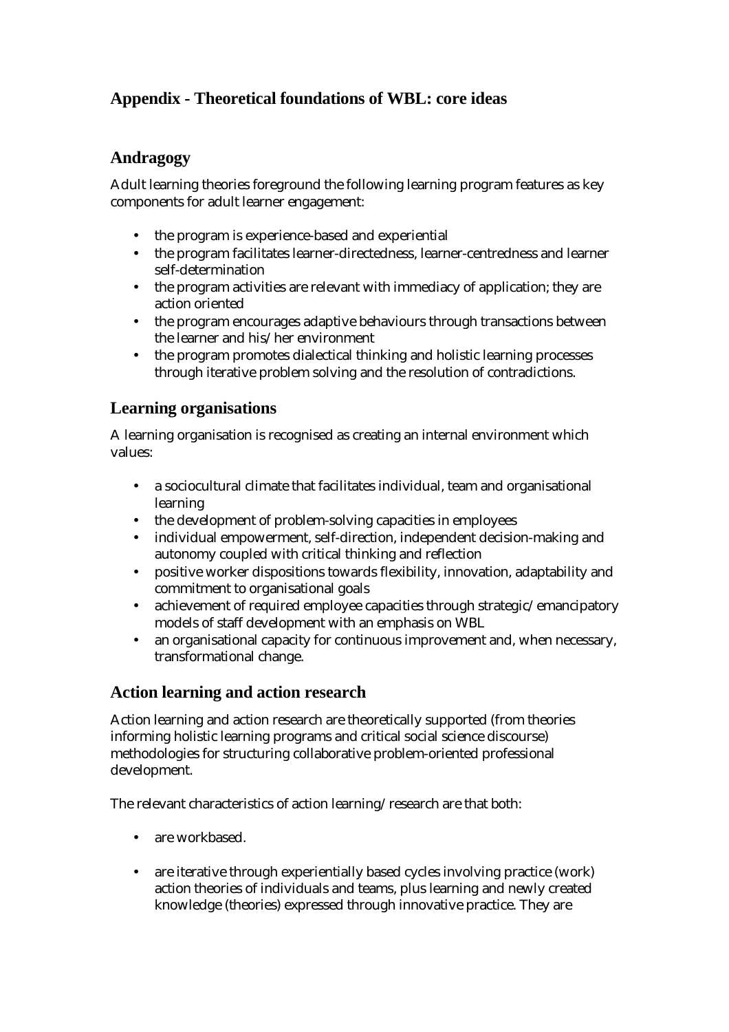## Appendix - Theoretical foundations of WBL: core ideas

### Andragogy

Adult learning theories foreground the following learning program features as key components for adult learner engagement:

- the program is experience-based and experiential
- the program facilitates learner-directedness, learner-centredness and learner self-determination
- the program activities are relevant with immediacy of application; they are action oriented
- the program encourages adaptive behaviours through transactions between the learner and his/her environment
- the program promotes dialectical thinking and holistic learning processes through iterative problem solving and the resolution of contradictions.

### Learning organisations

A learning organisation is recognised as creating an internal environment which values:

- a sociocultural climate that facilitates individual, team and organisational learning
- the development of problem-solving capacities in employees
- individual empowerment, self-direction, independent decision-making and autonomy coupled with critical thinking and reflection
- positive worker dispositions towards flexibility, innovation, adaptability and commitment to organisational goals
- achievement of required employee capacities through strategic/emancipatory models of staff development with an emphasis on WBL
- an organisational capacity for continuous improvement and, when necessary, transformational change.

### Action learning and action research

Action learning and action research are theoretically supported (from theories informing holistic learning programs and critical social science discourse) methodologies for structuring collaborative problem-oriented professional development.

The relevant characteristics of action learning/research are that both:

- are workbased.

- are iterative through experientially based cycles involving practice (work) action theories of individuals and teams, plus learning and newly created knowledge (theories) expressed through innovative practice. They are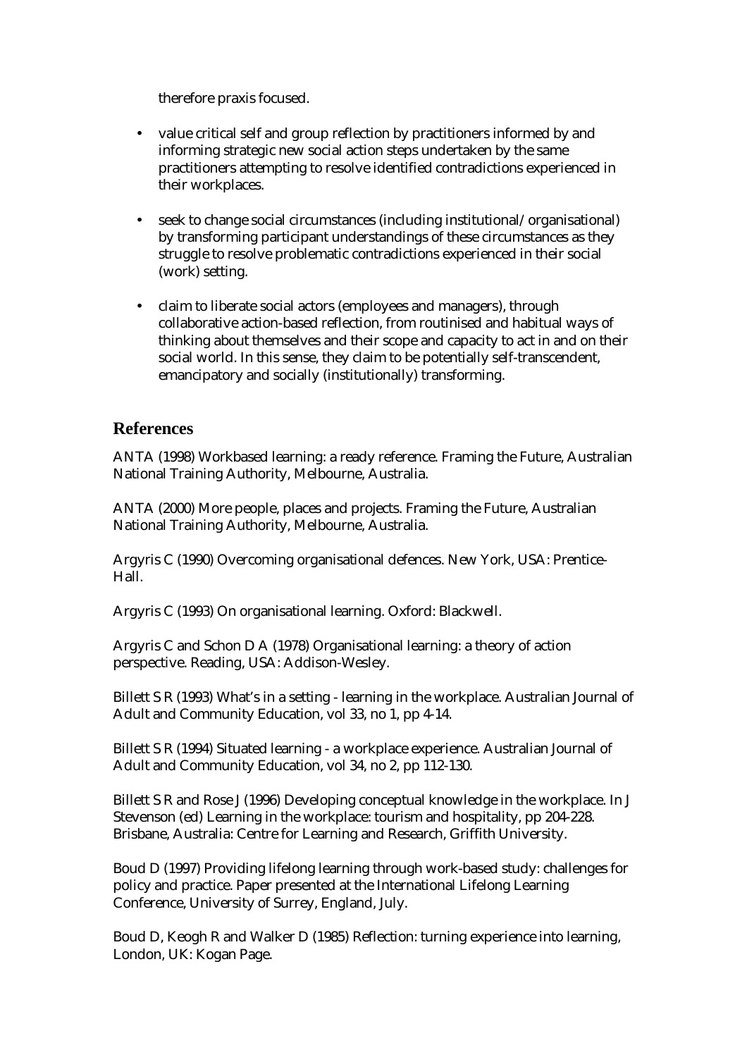therefore praxis focused.

- value critical self and group reflection by practitioners informed by and informing strategic new social action steps undertaken by the same practitioners attempting to resolve identified contradictions experienced in their workplaces.

- seek to change social circumstances (including institutional/organisational) by transforming participant understandings of these circumstances as they struggle to resolve problematic contradictions experienced in their social (work) setting.

- claim to liberate social actors (employees and managers), through collaborative action-based reflection, from routinised and habitual ways of thinking about themselves and their scope and capacity to act in and on their social world. In this sense, they claim to be potentially self-transcendent, emancipatory and socially (institutionally) transforming.

## References

ANTA (1998) Workbased learning: a ready reference. Framing the Future, Australian National Training Authority, Melbourne, Australia.

ANTA (2000) More people, places and projects. Framing the Future, Australian National Training Authority, Melbourne, Australia.

Argyris C (1990) Overcoming organisational defences. New York, USA: Prentice-Hall.

Argyris C (1993) On organisational learning. Oxford: Blackwell.

Argyris C and Schon D A (1978) Organisational learning: a theory of action perspective. Reading, USA: Addison-Wesley.

Billett S R (1993) What's in a setting - learning in the workplace. Australian Journal of Adult and Community Education, vol 33, no 1, pp 4-14.

Billett S R (1994) Situated learning - a workplace experience. Australian Journal of Adult and Community Education, vol 34, no 2, pp 112-130.

Billett S R and Rose J (1996) Developing conceptual knowledge in the workplace. In J Stevenson (ed) Learning in the workplace: tourism and hospitality, pp 204-228. Brisbane, Australia: Centre for Learning and Research, Griffith University.

Boud D (1997) Providing lifelong learning through work-based study: challenges for policy and practice. Paper presented at the International Lifelong Learning Conference, University of Surrey, England, July.

Boud D, Keogh R and Walker D (1985) Reflection: turning experience into learning, London, UK: Kogan Page.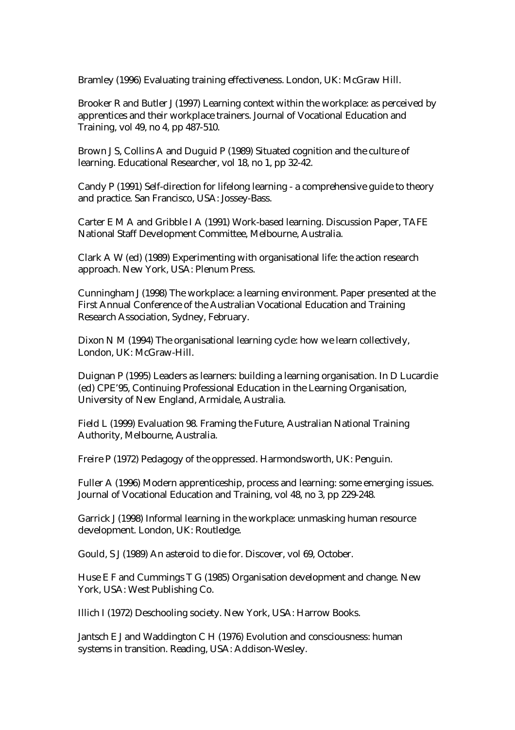Bramley (1996) Evaluating training effectiveness. London, UK: McGraw Hill.

Brooker R and Butler J (1997) Learning context within the workplace: as perceived by apprentices and their workplace trainers. Journal of Vocational Education and Training, vol 49, no 4, pp 487-510.

Brown J S, Collins A and Duguid P (1989) Situated cognition and the culture of learning. Educational Researcher, vol 18, no 1, pp 32-42.

Candy P (1991) Self-direction for lifelong learning - a comprehensive guide to theory and practice. San Francisco, USA: Jossey-Bass.

Carter E M A and Gribble I A (1991) Work-based learning. Discussion Paper, TAFE National Staff Development Committee, Melbourne, Australia.

Clark A W (ed) (1989) Experimenting with organisational life: the action research approach. New York, USA: Plenum Press.

Cunningham J (1998) The workplace: a learning environment. Paper presented at the First Annual Conference of the Australian Vocational Education and Training Research Association, Sydney, February.

Dixon N M (1994) The organisational learning cycle: how we learn collectively, London, UK: McGraw-Hill.

Duignan P (1995) Leaders as learners: building a learning organisation. In D Lucardie (ed) CPE'95, Continuing Professional Education in the Learning Organisation, University of New England, Armidale, Australia.

Field L (1999) Evaluation 98. Framing the Future, Australian National Training Authority, Melbourne, Australia.

Freire P (1972) Pedagogy of the oppressed. Harmondsworth, UK: Penguin.

Fuller A (1996) Modern apprenticeship, process and learning: some emerging issues. Journal of Vocational Education and Training, vol 48, no 3, pp 229-248.

Garrick J (1998) Informal learning in the workplace: unmasking human resource development. London, UK: Routledge.

Gould, S J (1989) An asteroid to die for. Discover, vol 69, October.

Huse E F and Cummings T G (1985) Organisation development and change. New York, USA: West Publishing Co.

Illich I (1972) Deschooling society. New York, USA: Harrow Books.

Jantsch E J and Waddington C H (1976) Evolution and consciousness: human systems in transition. Reading, USA: Addison-Wesley.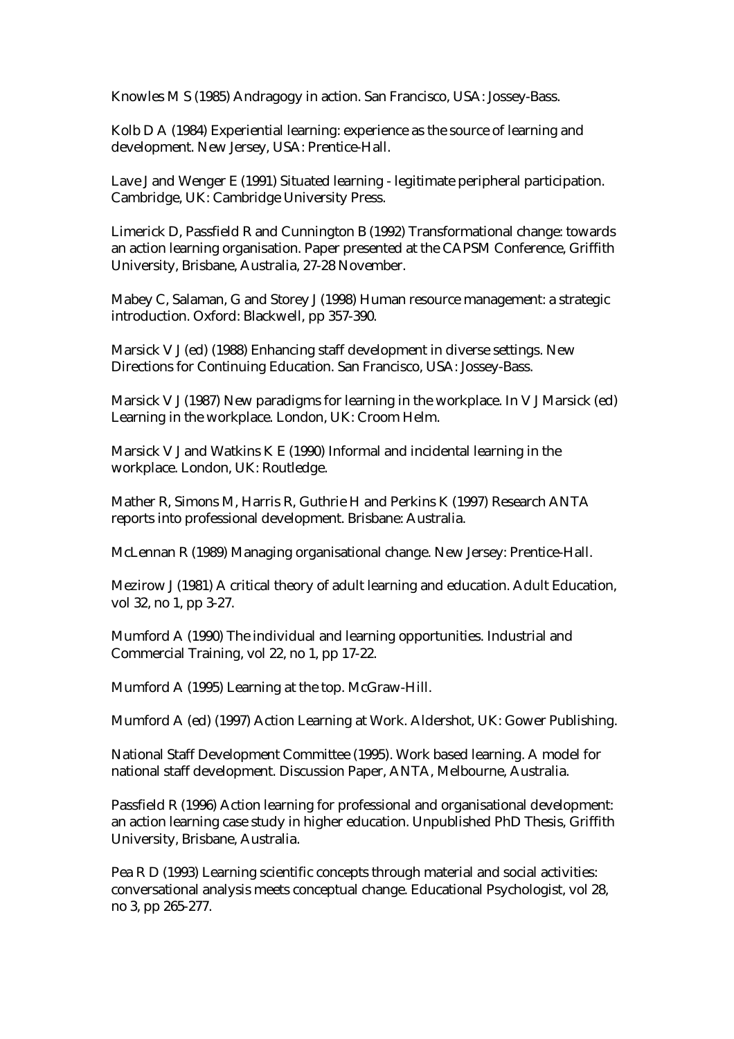Knowles M S (1985) Andragogy in action. San Francisco, USA: Jossey-Bass.

Kolb D A (1984) Experiential learning: experience as the source of learning and development. New Jersey, USA: Prentice-Hall.

Lave J and Wenger E (1991) Situated learning - legitimate peripheral participation. Cambridge, UK: Cambridge University Press.

Limerick D, Passfield R and Cunnington B (1992) Transformational change: towards an action learning organisation. Paper presented at the CAPSM Conference, Griffith University, Brisbane, Australia, 27-28 November.

Mabey C, Salaman, G and Storey J (1998) Human resource management: a strategic introduction. Oxford: Blackwell, pp 357-390.

Marsick V J (ed) (1988) Enhancing staff development in diverse settings. New Directions for Continuing Education. San Francisco, USA: Jossey-Bass.

Marsick V J (1987) New paradigms for learning in the workplace. In V J Marsick (ed) Learning in the workplace. London, UK: Croom Helm.

Marsick V J and Watkins K E (1990) Informal and incidental learning in the workplace. London, UK: Routledge.

Mather R, Simons M, Harris R, Guthrie H and Perkins K (1997) Research ANTA reports into professional development. Brisbane: Australia.

McLennan R (1989) Managing organisational change. New Jersey: Prentice-Hall.

Mezirow J (1981) A critical theory of adult learning and education. Adult Education, vol 32, no 1, pp 3-27.

Mumford A (1990) The individual and learning opportunities. Industrial and Commercial Training, vol 22, no 1, pp 17-22.

Mumford A (1995) Learning at the top. McGraw-Hill.

Mumford A (ed) (1997) Action Learning at Work. Aldershot, UK: Gower Publishing.

National Staff Development Committee (1995). Work based learning. A model for national staff development. Discussion Paper, ANTA, Melbourne, Australia.

Passfield R (1996) Action learning for professional and organisational development: an action learning case study in higher education. Unpublished PhD Thesis, Griffith University, Brisbane, Australia.

Pea R D (1993) Learning scientific concepts through material and social activities: conversational analysis meets conceptual change. Educational Psychologist, vol 28, no 3, pp 265-277.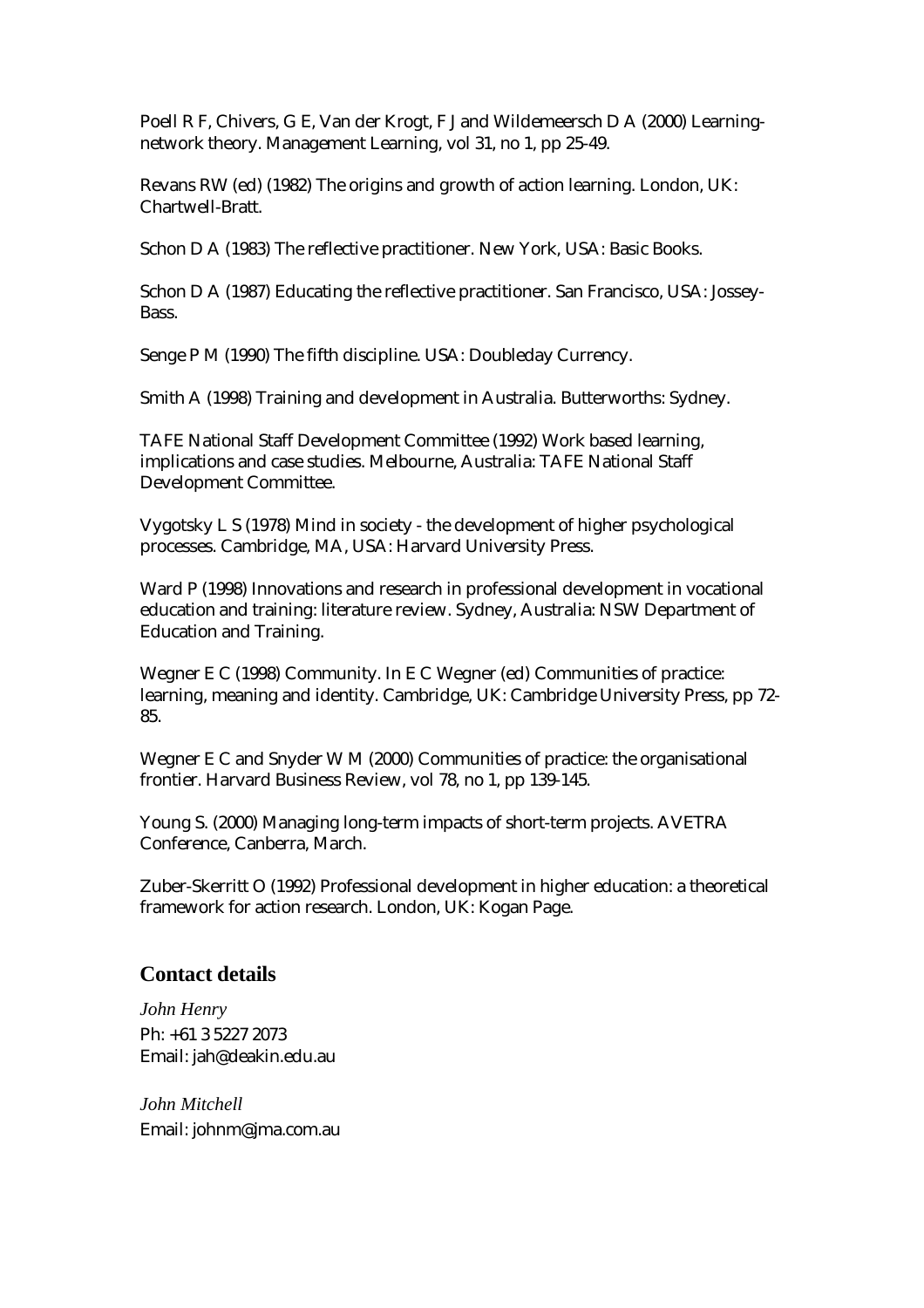Poell R F, Chivers, G E, Van der Krogt, F J and Wildemeersch D A (2000) Learning-network theory. Management Learning, vol 31, no 1, pp 25-49.

Revans RW (ed) (1982) The origins and growth of action learning. London, UK: Chartwell-Bratt.

Schon D A (1983) The reflective practitioner. New York, USA: Basic Books.

Schon D A (1987) Educating the reflective practitioner. San Francisco, USA: Jossey-Bass.

Senge P M (1990) The fifth discipline. USA: Doubleday Currency.

Smith A (1998) Training and development in Australia. Butterworths: Sydney.

TAFE National Staff Development Committee (1992) Work based learning, implications and case studies. Melbourne, Australia: TAFE National Staff Development Committee.

Vygotsky L S (1978) Mind in society - the development of higher psychological processes. Cambridge, MA, USA: Harvard University Press.

Ward P (1998) Innovations and research in professional development in vocational education and training: literature review. Sydney, Australia: NSW Department of Education and Training.

Wegner E C (1998) Community. In E C Wegner (ed) Communities of practice: learning, meaning and identity. Cambridge, UK: Cambridge University Press, pp 72-85.

Wegner E C and Snyder W M (2000) Communities of practice: the organisational frontier. Harvard Business Review, vol 78, no 1, pp 139-145.

Young S. (2000) Managing long-term impacts of short-term projects. AVETRA Conference, Canberra, March.

Zuber-Skerritt O (1992) Professional development in higher education: a theoretical framework for action research. London, UK: Kogan Page.

## Contact details

*John Henry*
Ph: +61 3 5227 2073
Email: jah@deakin.edu.au

*John Mitchell*
Email: johnm@jma.com.au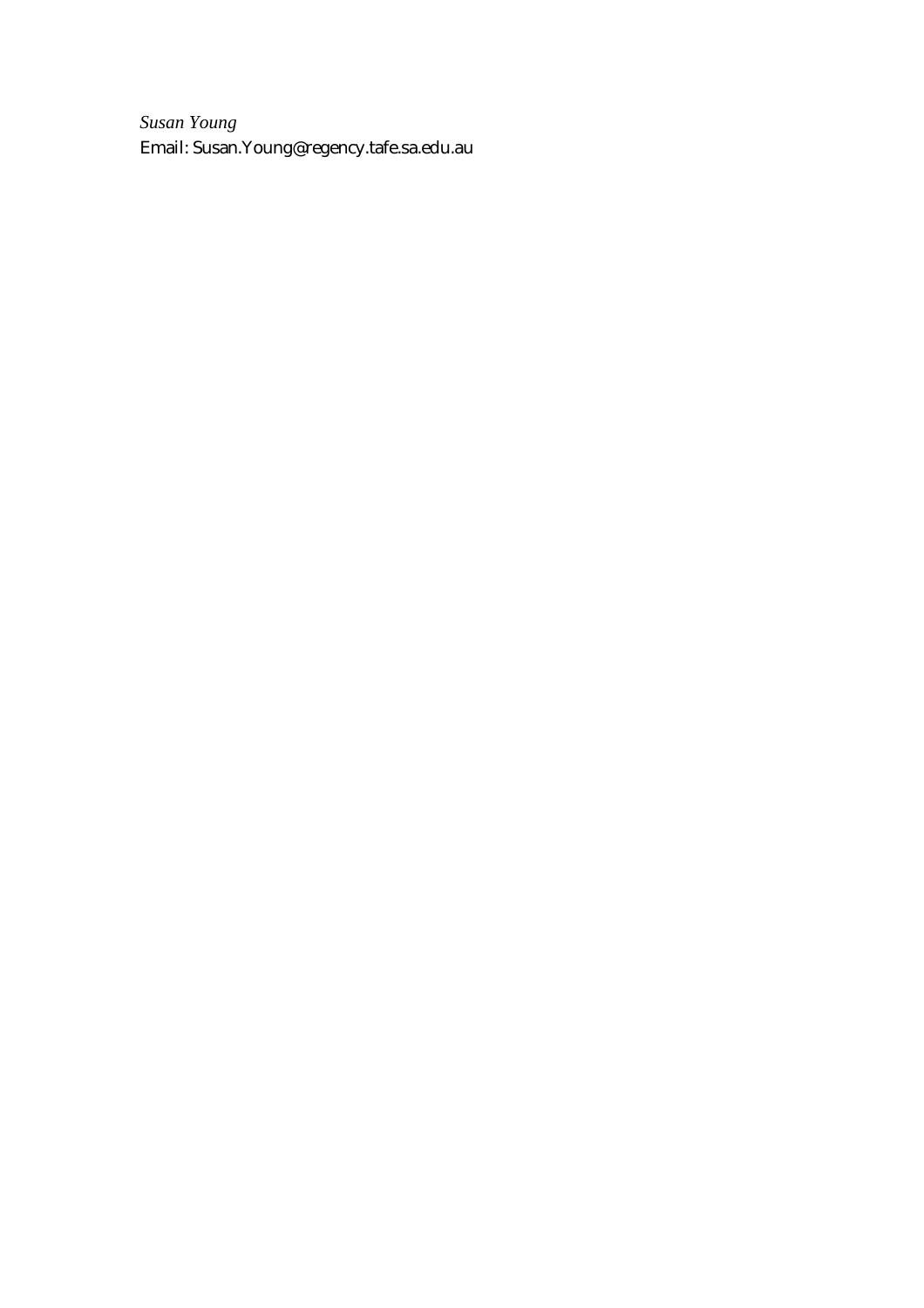*Susan Young*

Email: Susan.Young@regency.tafe.sa.edu.au